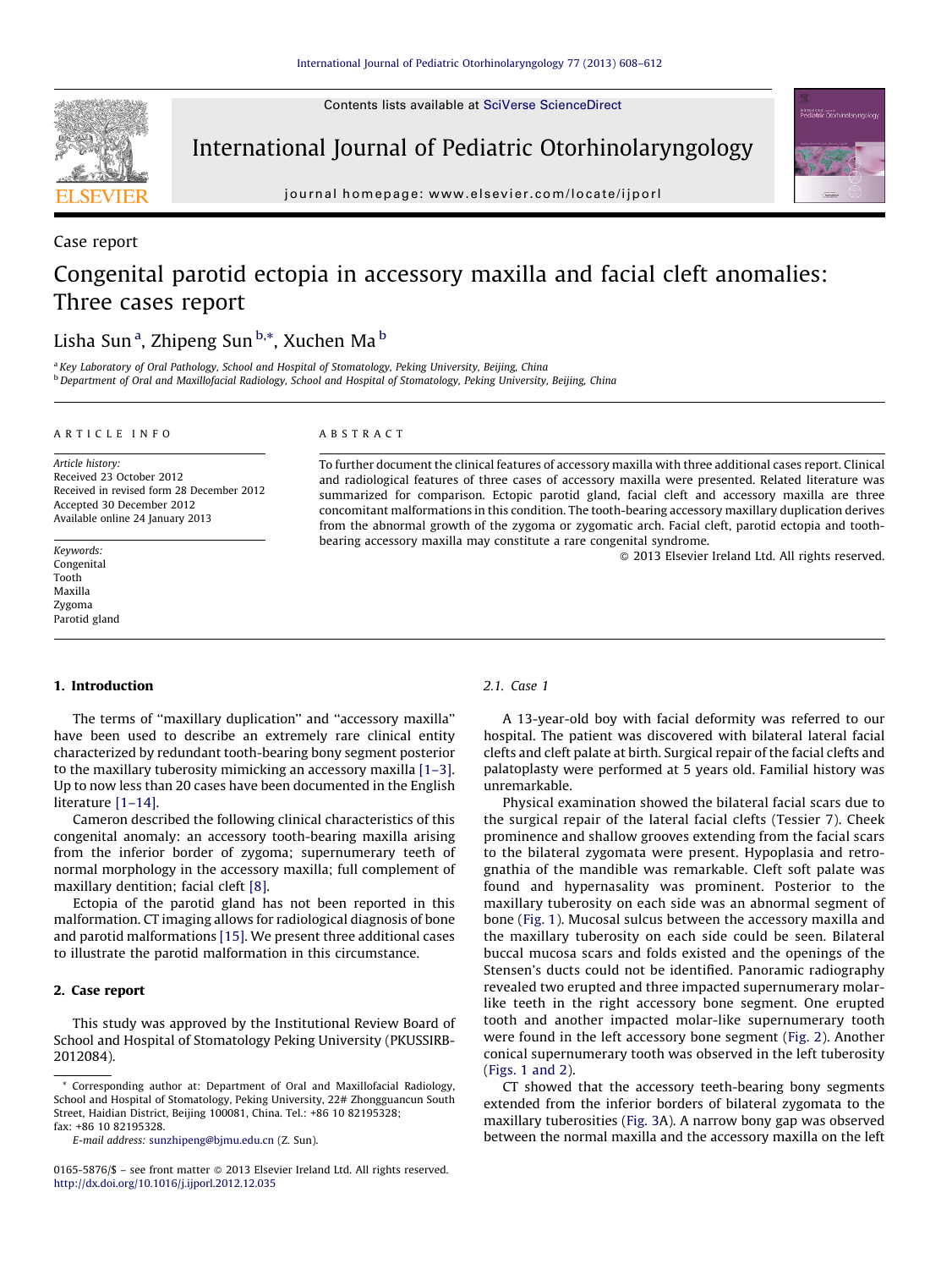Case report

# Congenital parotid ectopia in accessory maxilla and facial cleft anomalies: Three cases report

Lisha Sun [a], Zhipeng Sun [b,*], Xuchen Ma [b]

[a] Key Laboratory of Oral Pathology, School and Hospital of Stomatology, Peking University, Beijing, China

[b] Department of Oral and Maxillofacial Radiology, School and Hospital of Stomatology, Peking University, Beijing, China

**ARTICLE INFO**

*Article history:*
Received 23 October 2012
Received in revised form 28 December 2012
Accepted 30 December 2012
Available online 24 January 2013

*Keywords:*
Congenital
Tooth
Maxilla
Zygoma
Parotid gland

**ABSTRACT**

To further document the clinical features of accessory maxilla with three additional cases report. Clinical and radiological features of three cases of accessory maxilla were presented. Related literature was summarized for comparison. Ectopic parotid gland, facial cleft and accessory maxilla are three concomitant malformations in this condition. The tooth-bearing accessory maxillary duplication derives from the abnormal growth of the zygoma or zygomatic arch. Facial cleft, parotid ectopia and tooth-bearing accessory maxilla may constitute a rare congenital syndrome.

© 2013 Elsevier Ireland Ltd. All rights reserved.

## 1. Introduction

The terms of "maxillary duplication" and "accessory maxilla" have been used to describe an extremely rare clinical entity characterized by redundant tooth-bearing bony segment posterior to the maxillary tuberosity mimicking an accessory maxilla [1–3]. Up to now less than 20 cases have been documented in the English literature [1–14].

Cameron described the following clinical characteristics of this congenital anomaly: an accessory tooth-bearing maxilla arising from the inferior border of zygoma; supernumerary teeth of normal morphology in the accessory maxilla; full complement of maxillary dentition; facial cleft [8].

Ectopia of the parotid gland has not been reported in this malformation. CT imaging allows for radiological diagnosis of bone and parotid malformations [15]. We present three additional cases to illustrate the parotid malformation in this circumstance.

## 2. Case report

This study was approved by the Institutional Review Board of School and Hospital of Stomatology Peking University (PKUSSIRB-2012084).

### 2.1. Case 1

A 13-year-old boy with facial deformity was referred to our hospital. The patient was discovered with bilateral lateral facial clefts and cleft palate at birth. Surgical repair of the facial clefts and palatoplasty were performed at 5 years old. Familial history was unremarkable.

Physical examination showed the bilateral facial scars due to the surgical repair of the lateral facial clefts (Tessier 7). Cheek prominence and shallow grooves extending from the facial scars to the bilateral zygomata were present. Hypoplasia and retrognathia of the mandible was remarkable. Cleft soft palate was found and hypernasality was prominent. Posterior to the maxillary tuberosity on each side was an abnormal segment of bone (Fig. 1). Mucosal sulcus between the accessory maxilla and the maxillary tuberosity on each side could be seen. Bilateral buccal mucosa scars and folds existed and the openings of the Stensen's ducts could not be identified. Panoramic radiography revealed two erupted and three impacted supernumerary molar-like teeth in the right accessory bone segment. One erupted tooth and another impacted molar-like supernumerary tooth were found in the left accessory bone segment (Fig. 2). Another conical supernumerary tooth was observed in the left tuberosity (Figs. 1 and 2).

CT showed that the accessory teeth-bearing bony segments extended from the inferior borders of bilateral zygomata to the maxillary tuberosities (Fig. 3A). A narrow bony gap was observed between the normal maxilla and the accessory maxilla on the left

* Corresponding author at: Department of Oral and Maxillofacial Radiology, School and Hospital of Stomatology, Peking University, 22# Zhongguancun South Street, Haidian District, Beijing 100081, China. Tel.: +86 10 82195328; fax: +86 10 82195328.

E-mail address: sunzhipeng@bjmu.edu.cn (Z. Sun).

0165-5876/$ – see front matter © 2013 Elsevier Ireland Ltd. All rights reserved.
http://dx.doi.org/10.1016/j.ijporl.2012.12.035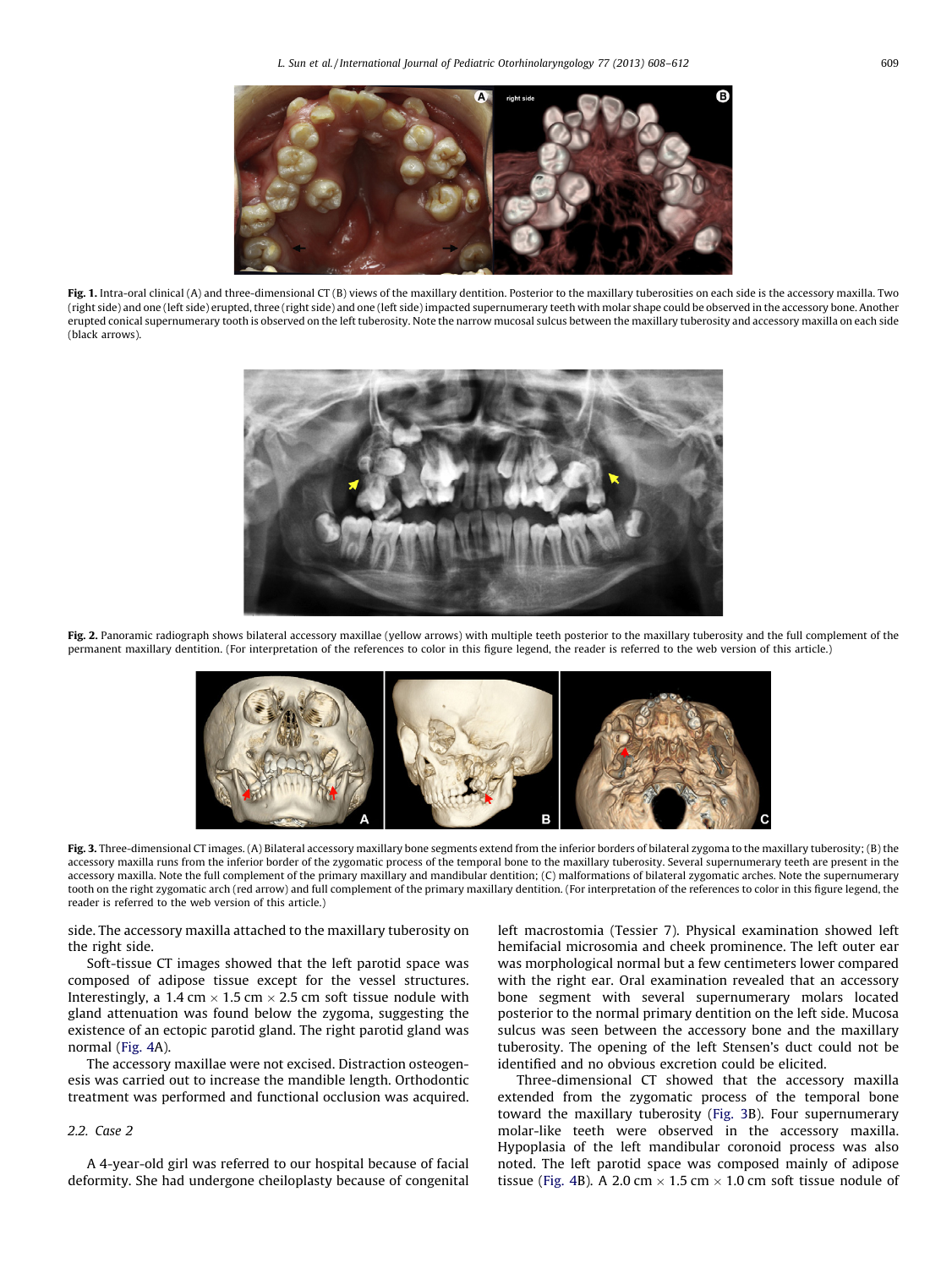Fig. 1. Intra-oral clinical (A) and three-dimensional CT (B) views of the maxillary dentition. Posterior to the maxillary tuberosities on each side is the accessory maxilla. Two (right side) and one (left side) erupted, three (right side) and one (left side) impacted supernumerary teeth with molar shape could be observed in the accessory bone. Another erupted conical supernumerary tooth is observed on the left tuberosity. Note the narrow mucosal sulcus between the maxillary tuberosity and accessory maxilla on each side (black arrows).

Fig. 2. Panoramic radiograph shows bilateral accessory maxillae (yellow arrows) with multiple teeth posterior to the maxillary tuberosity and the full complement of the permanent maxillary dentition. (For interpretation of the references to color in this figure legend, the reader is referred to the web version of this article.)

Fig. 3. Three-dimensional CT images. (A) Bilateral accessory maxillary bone segments extend from the inferior borders of bilateral zygoma to the maxillary tuberosity; (B) the accessory maxilla runs from the inferior border of the zygomatic process of the temporal bone to the maxillary tuberosity. Several supernumerary teeth are present in the accessory maxilla. Note the full complement of the primary maxillary and mandibular dentition; (C) malformations of bilateral zygomatic arches. Note the supernumerary tooth on the right zygomatic arch (red arrow) and full complement of the primary maxillary dentition. (For interpretation of the references to color in this figure legend, the reader is referred to the web version of this article.)

side. The accessory maxilla attached to the maxillary tuberosity on the right side.

Soft-tissue CT images showed that the left parotid space was composed of adipose tissue except for the vessel structures. Interestingly, a 1.4 cm × 1.5 cm × 2.5 cm soft tissue nodule with gland attenuation was found below the zygoma, suggesting the existence of an ectopic parotid gland. The right parotid gland was normal (Fig. 4A).

The accessory maxillae were not excised. Distraction osteogenesis was carried out to increase the mandible length. Orthodontic treatment was performed and functional occlusion was acquired.

### 2.2. Case 2

A 4-year-old girl was referred to our hospital because of facial deformity. She had undergone cheiloplasty because of congenital left macrostomia (Tessier 7). Physical examination showed left hemifacial microsomia and cheek prominence. The left outer ear was morphological normal but a few centimeters lower compared with the right ear. Oral examination revealed that an accessory bone segment with several supernumerary molars located posterior to the normal primary dentition on the left side. Mucosa sulcus was seen between the accessory bone and the maxillary tuberosity. The opening of the left Stensen's duct could not be identified and no obvious excretion could be elicited.

Three-dimensional CT showed that the accessory maxilla extended from the zygomatic process of the temporal bone toward the maxillary tuberosity (Fig. 3B). Four supernumerary molar-like teeth were observed in the accessory maxilla. Hypoplasia of the left mandibular coronoid process was also noted. The left parotid space was composed mainly of adipose tissue (Fig. 4B). A 2.0 cm × 1.5 cm × 1.0 cm soft tissue nodule of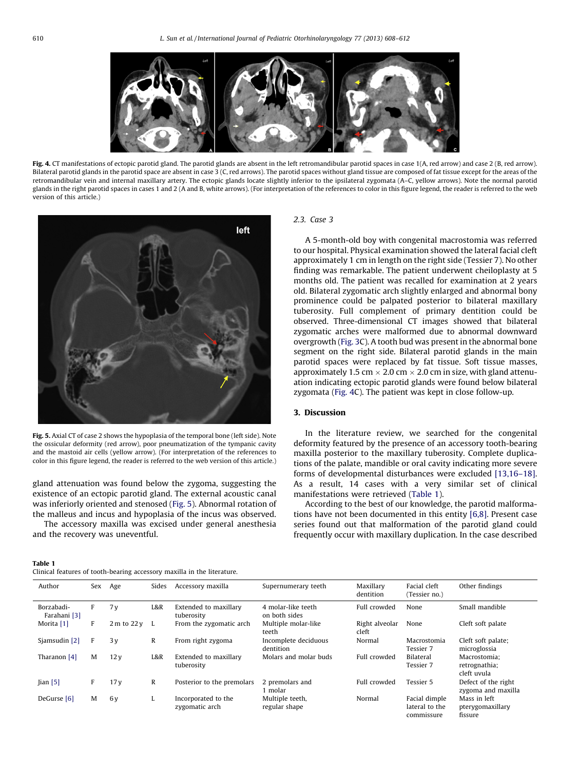**Fig. 4.** CT manifestations of ectopic parotid gland. The parotid glands are absent in the left retromandibular parotid spaces in case 1(A, red arrow) and case 2 (B, red arrow). Bilateral parotid glands in the parotid space are absent in case 3 (C, red arrows). The parotid spaces without gland tissue are composed of fat tissue except for the areas of the retromandibular vein and internal maxillary artery. The ectopic glands locate slightly inferior to the ipsilateral zygomata (A–C, yellow arrows). Note the normal parotid glands in the right parotid spaces in cases 1 and 2 (A and B, white arrows). (For interpretation of the references to color in this figure legend, the reader is referred to the web version of this article.)

**Fig. 5.** Axial CT of case 2 shows the hypoplasia of the temporal bone (left side). Note the ossicular deformity (red arrow), poor pneumatization of the tympanic cavity and the mastoid air cells (yellow arrow). (For interpretation of the references to color in this figure legend, the reader is referred to the web version of this article.)

gland attenuation was found below the zygoma, suggesting the existence of an ectopic parotid gland. The external acoustic canal was inferiorly oriented and stenosed (Fig. 5). Abnormal rotation of the malleus and incus and hypoplasia of the incus was observed.

The accessory maxilla was excised under general anesthesia and the recovery was uneventful.

### 2.3. Case 3

A 5-month-old boy with congenital macrostomia was referred to our hospital. Physical examination showed the lateral facial cleft approximately 1 cm in length on the right side (Tessier 7). No other finding was remarkable. The patient underwent cheiloplasty at 5 months old. The patient was recalled for examination at 2 years old. Bilateral zygomatic arch slightly enlarged and abnormal bony prominence could be palpated posterior to bilateral maxillary tuberosity. Full complement of primary dentition could be observed. Three-dimensional CT images showed that bilateral zygomatic arches were malformed due to abnormal downward overgrowth (Fig. 3C). A tooth bud was present in the abnormal bone segment on the right side. Bilateral parotid glands in the main parotid spaces were replaced by fat tissue. Soft tissue masses, approximately 1.5 cm × 2.0 cm × 2.0 cm in size, with gland attenuation indicating ectopic parotid glands were found below bilateral zygomata (Fig. 4C). The patient was kept in close follow-up.

## 3. Discussion

In the literature review, we searched for the congenital deformity featured by the presence of an accessory tooth-bearing maxilla posterior to the maxillary tuberosity. Complete duplications of the palate, mandible or oral cavity indicating more severe forms of developmental disturbances were excluded [13,16–18]. As a result, 14 cases with a very similar set of clinical manifestations were retrieved (Table 1).

According to the best of our knowledge, the parotid malformations have not been documented in this entity [6,8]. Present case series found out that malformation of the parotid gland could frequently occur with maxillary duplication. In the case described

**Table 1**
Clinical features of tooth-bearing accessory maxilla in the literature.

| Author | Sex | Age | Sides | Accessory maxilla | Supernumerary teeth | Maxillary dentition | Facial cleft (Tessier no.) | Other findings |
|---|---|---|---|---|---|---|---|---|
| Borzabadi-Farahani [3] | F | 7 y | L&R | Extended to maxillary tuberosity | 4 molar-like teeth on both sides | Full crowded | None | Small mandible |
| Morita [1] | F | 2 m to 22 y | L | From the zygomatic arch | Multiple molar-like teeth | Right alveolar cleft | None | Cleft soft palate |
| Sjamsudin [2] | F | 3 y | R | From right zygoma | Incomplete deciduous dentition | Normal | Macrostomia Tessier 7 | Cleft soft palate; microglossia |
| Tharanon [4] | M | 12 y | L&R | Extended to maxillary tuberosity | Molars and molar buds | Full crowded | Bilateral Tessier 7 | Macrostomia; retrognathia; cleft uvula |
| Jian [5] | F | 17 y | R | Posterior to the premolars | 2 premolars and 1 molar | Full crowded | Tessier 5 | Defect of the right zygoma and maxilla |
| DeGurse [6] | M | 6 y | L | Incorporated to the zygomatic arch | Multiple teeth, regular shape | Normal | Facial dimple lateral to the commissure | Mass in left pterygomaxillary fissure |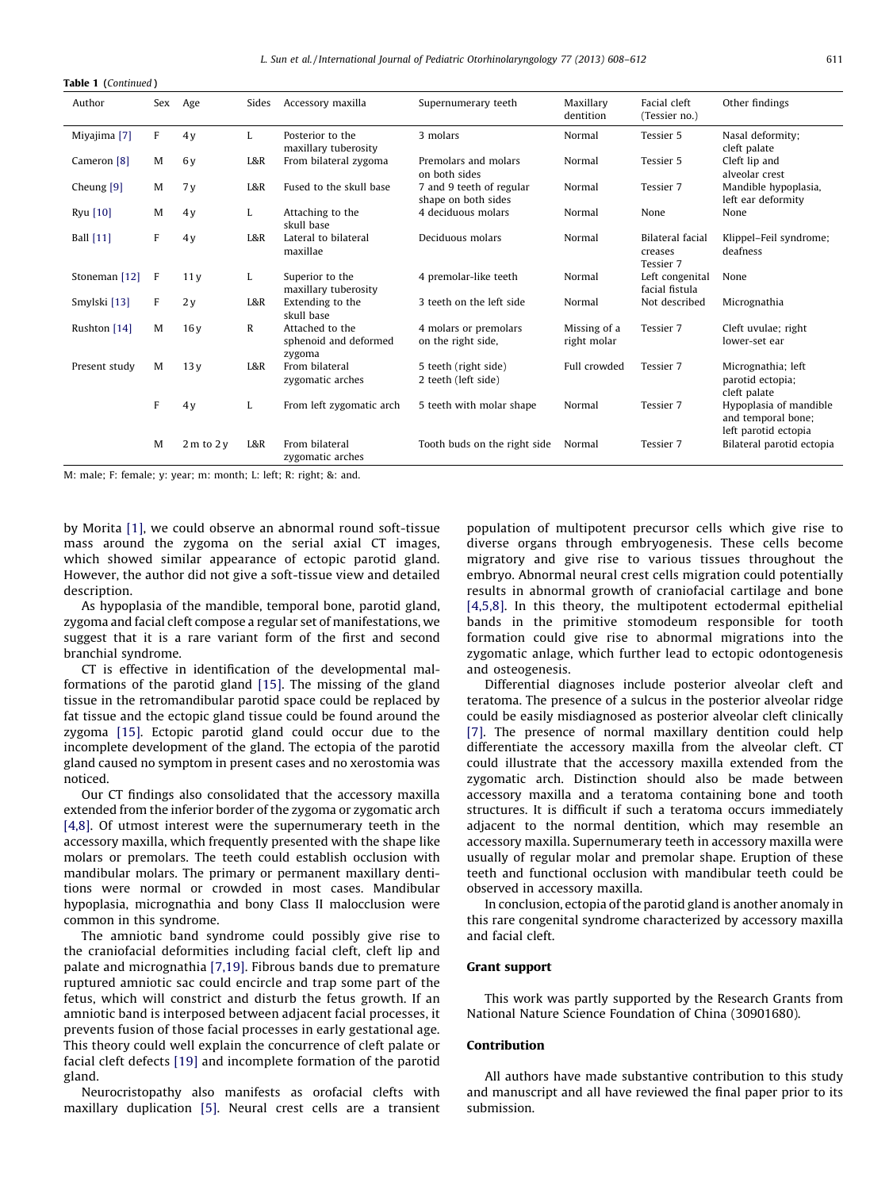Table 1 (*Continued*)

| Author | Sex | Age | Sides | Accessory maxilla | Supernumerary teeth | Maxillary dentition | Facial cleft (Tessier no.) | Other findings |
|---|---|---|---|---|---|---|---|---|
| Miyajima [7] | F | 4 y | L | Posterior to the maxillary tuberosity | 3 molars | Normal | Tessier 5 | Nasal deformity; cleft palate |
| Cameron [8] | M | 6 y | L&R | From bilateral zygoma | Premolars and molars on both sides | Normal | Tessier 5 | Cleft lip and alveolar crest |
| Cheung [9] | M | 7 y | L&R | Fused to the skull base | 7 and 9 teeth of regular shape on both sides | Normal | Tessier 7 | Mandible hypoplasia, left ear deformity |
| Ryu [10] | M | 4 y | L | Attaching to the skull base | 4 deciduous molars | Normal | None | None |
| Ball [11] | F | 4 y | L&R | Lateral to bilateral maxillae | Deciduous molars | Normal | Bilateral facial creases Tessier 7 | Klippel–Feil syndrome; deafness |
| Stoneman [12] | F | 11 y | L | Superior to the maxillary tuberosity | 4 premolar-like teeth | Normal | Left congenital facial fistula | None |
| Smylski [13] | F | 2 y | L&R | Extending to the skull base | 3 teeth on the left side | Normal | Not described | Micrognathia |
| Rushton [14] | M | 16 y | R | Attached to the sphenoid and deformed zygoma | 4 molars or premolars on the right side, | Missing of a right molar | Tessier 7 | Cleft uvulae; right lower-set ear |
| Present study | M | 13 y | L&R | From bilateral zygomatic arches | 5 teeth (right side) 2 teeth (left side) | Full crowded | Tessier 7 | Micrognathia; left parotid ectopia; cleft palate |
| | F | 4 y | L | From left zygomatic arch | 5 teeth with molar shape | Normal | Tessier 7 | Hypoplasia of mandible and temporal bone; left parotid ectopia |
| | M | 2 m to 2 y | L&R | From bilateral zygomatic arches | Tooth buds on the right side | Normal | Tessier 7 | Bilateral parotid ectopia |

M: male; F: female; y: year; m: month; L: left; R: right; &: and.

by Morita [1], we could observe an abnormal round soft-tissue mass around the zygoma on the serial axial CT images, which showed similar appearance of ectopic parotid gland. However, the author did not give a soft-tissue view and detailed description.

As hypoplasia of the mandible, temporal bone, parotid gland, zygoma and facial cleft compose a regular set of manifestations, we suggest that it is a rare variant form of the first and second branchial syndrome.

CT is effective in identification of the developmental malformations of the parotid gland [15]. The missing of the gland tissue in the retromandibular parotid space could be replaced by fat tissue and the ectopic gland tissue could be found around the zygoma [15]. Ectopic parotid gland could occur due to the incomplete development of the gland. The ectopia of the parotid gland caused no symptom in present cases and no xerostomia was noticed.

Our CT findings also consolidated that the accessory maxilla extended from the inferior border of the zygoma or zygomatic arch [4,8]. Of utmost interest were the supernumerary teeth in the accessory maxilla, which frequently presented with the shape like molars or premolars. The teeth could establish occlusion with mandibular molars. The primary or permanent maxillary dentitions were normal or crowded in most cases. Mandibular hypoplasia, micrognathia and bony Class II malocclusion were common in this syndrome.

The amniotic band syndrome could possibly give rise to the craniofacial deformities including facial cleft, cleft lip and palate and micrognathia [7,19]. Fibrous bands due to premature ruptured amniotic sac could encircle and trap some part of the fetus, which will constrict and disturb the fetus growth. If an amniotic band is interposed between adjacent facial processes, it prevents fusion of those facial processes in early gestational age. This theory could well explain the concurrence of cleft palate or facial cleft defects [19] and incomplete formation of the parotid gland.

Neurocristopathy also manifests as orofacial clefts with maxillary duplication [5]. Neural crest cells are a transient population of multipotent precursor cells which give rise to diverse organs through embryogenesis. These cells become migratory and give rise to various tissues throughout the embryo. Abnormal neural crest cells migration could potentially results in abnormal growth of craniofacial cartilage and bone [4,5,8]. In this theory, the multipotent ectodermal epithelial bands in the primitive stomodeum responsible for tooth formation could give rise to abnormal migrations into the zygomatic anlage, which further lead to ectopic odontogenesis and osteogenesis.

Differential diagnoses include posterior alveolar cleft and teratoma. The presence of a sulcus in the posterior alveolar ridge could be easily misdiagnosed as posterior alveolar cleft clinically [7]. The presence of normal maxillary dentition could help differentiate the accessory maxilla from the alveolar cleft. CT could illustrate that the accessory maxilla extended from the zygomatic arch. Distinction should also be made between accessory maxilla and a teratoma containing bone and tooth structures. It is difficult if such a teratoma occurs immediately adjacent to the normal dentition, which may resemble an accessory maxilla. Supernumerary teeth in accessory maxilla were usually of regular molar and premolar shape. Eruption of these teeth and functional occlusion with mandibular teeth could be observed in accessory maxilla.

In conclusion, ectopia of the parotid gland is another anomaly in this rare congenital syndrome characterized by accessory maxilla and facial cleft.

## Grant support

This work was partly supported by the Research Grants from National Nature Science Foundation of China (30901680).

## Contribution

All authors have made substantive contribution to this study and manuscript and all have reviewed the final paper prior to its submission.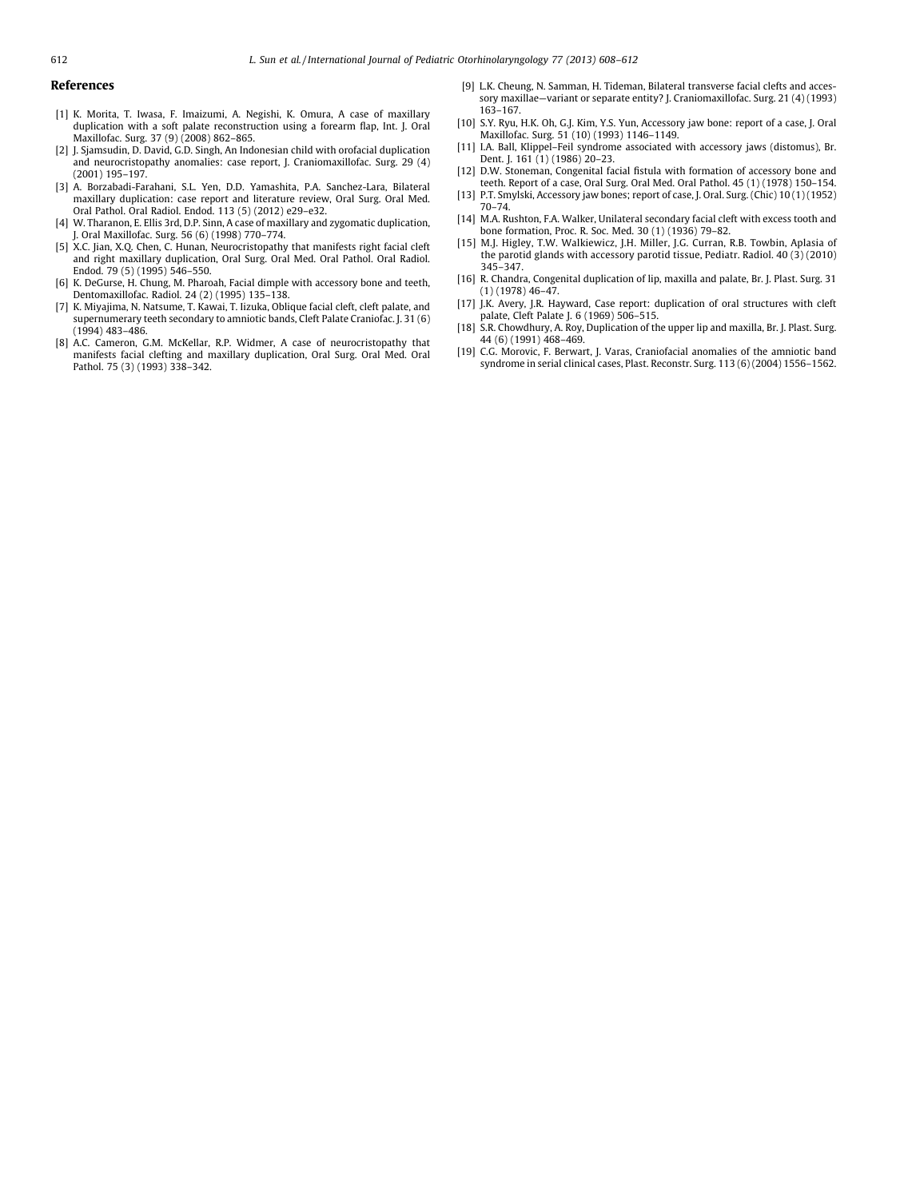## References

[1] K. Morita, T. Iwasa, F. Imaizumi, A. Negishi, K. Omura, A case of maxillary duplication with a soft palate reconstruction using a forearm flap, Int. J. Oral Maxillofac. Surg. 37 (9) (2008) 862–865.

[2] J. Sjamsudin, D. David, G.D. Singh, An Indonesian child with orofacial duplication and neurocristopathy anomalies: case report, J. Craniomaxillofac. Surg. 29 (4) (2001) 195–197.

[3] A. Borzabadi-Farahani, S.L. Yen, D.D. Yamashita, P.A. Sanchez-Lara, Bilateral maxillary duplication: case report and literature review, Oral Surg. Oral Med. Oral Pathol. Oral Radiol. Endod. 113 (5) (2012) e29–e32.

[4] W. Tharanon, E. Ellis 3rd, D.P. Sinn, A case of maxillary and zygomatic duplication, J. Oral Maxillofac. Surg. 56 (6) (1998) 770–774.

[5] X.C. Jian, X.Q. Chen, C. Hunan, Neurocristopathy that manifests right facial cleft and right maxillary duplication, Oral Surg. Oral Med. Oral Pathol. Oral Radiol. Endod. 79 (5) (1995) 546–550.

[6] K. DeGurse, H. Chung, M. Pharoah, Facial dimple with accessory bone and teeth, Dentomaxillofac. Radiol. 24 (2) (1995) 135–138.

[7] K. Miyajima, N. Natsume, T. Kawai, T. Iizuka, Oblique facial cleft, cleft palate, and supernumerary teeth secondary to amniotic bands, Cleft Palate Craniofac. J. 31 (6) (1994) 483–486.

[8] A.C. Cameron, G.M. McKellar, R.P. Widmer, A case of neurocristopathy that manifests facial clefting and maxillary duplication, Oral Surg. Oral Med. Oral Pathol. 75 (3) (1993) 338–342.

[9] L.K. Cheung, N. Samman, H. Tideman, Bilateral transverse facial clefts and accessory maxillae—variant or separate entity? J. Craniomaxillofac. Surg. 21 (4) (1993) 163–167.

[10] S.Y. Ryu, H.K. Oh, G.J. Kim, Y.S. Yun, Accessory jaw bone: report of a case, J. Oral Maxillofac. Surg. 51 (10) (1993) 1146–1149.

[11] I.A. Ball, Klippel–Feil syndrome associated with accessory jaws (distomus), Br. Dent. J. 161 (1) (1986) 20–23.

[12] D.W. Stoneman, Congenital facial fistula with formation of accessory bone and teeth. Report of a case, Oral Surg. Oral Med. Oral Pathol. 45 (1) (1978) 150–154.

[13] P.T. Smylski, Accessory jaw bones; report of case, J. Oral. Surg. (Chic) 10 (1) (1952) 70–74.

[14] M.A. Rushton, F.A. Walker, Unilateral secondary facial cleft with excess tooth and bone formation, Proc. R. Soc. Med. 30 (1) (1936) 79–82.

[15] M.J. Higley, T.W. Walkiewicz, J.H. Miller, J.G. Curran, R.B. Towbin, Aplasia of the parotid glands with accessory parotid tissue, Pediatr. Radiol. 40 (3) (2010) 345–347.

[16] R. Chandra, Congenital duplication of lip, maxilla and palate, Br. J. Plast. Surg. 31 (1) (1978) 46–47.

[17] J.K. Avery, J.R. Hayward, Case report: duplication of oral structures with cleft palate, Cleft Palate J. 6 (1969) 506–515.

[18] S.R. Chowdhury, A. Roy, Duplication of the upper lip and maxilla, Br. J. Plast. Surg. 44 (6) (1991) 468–469.

[19] C.G. Morovic, F. Berwart, J. Varas, Craniofacial anomalies of the amniotic band syndrome in serial clinical cases, Plast. Reconstr. Surg. 113 (6) (2004) 1556–1562.